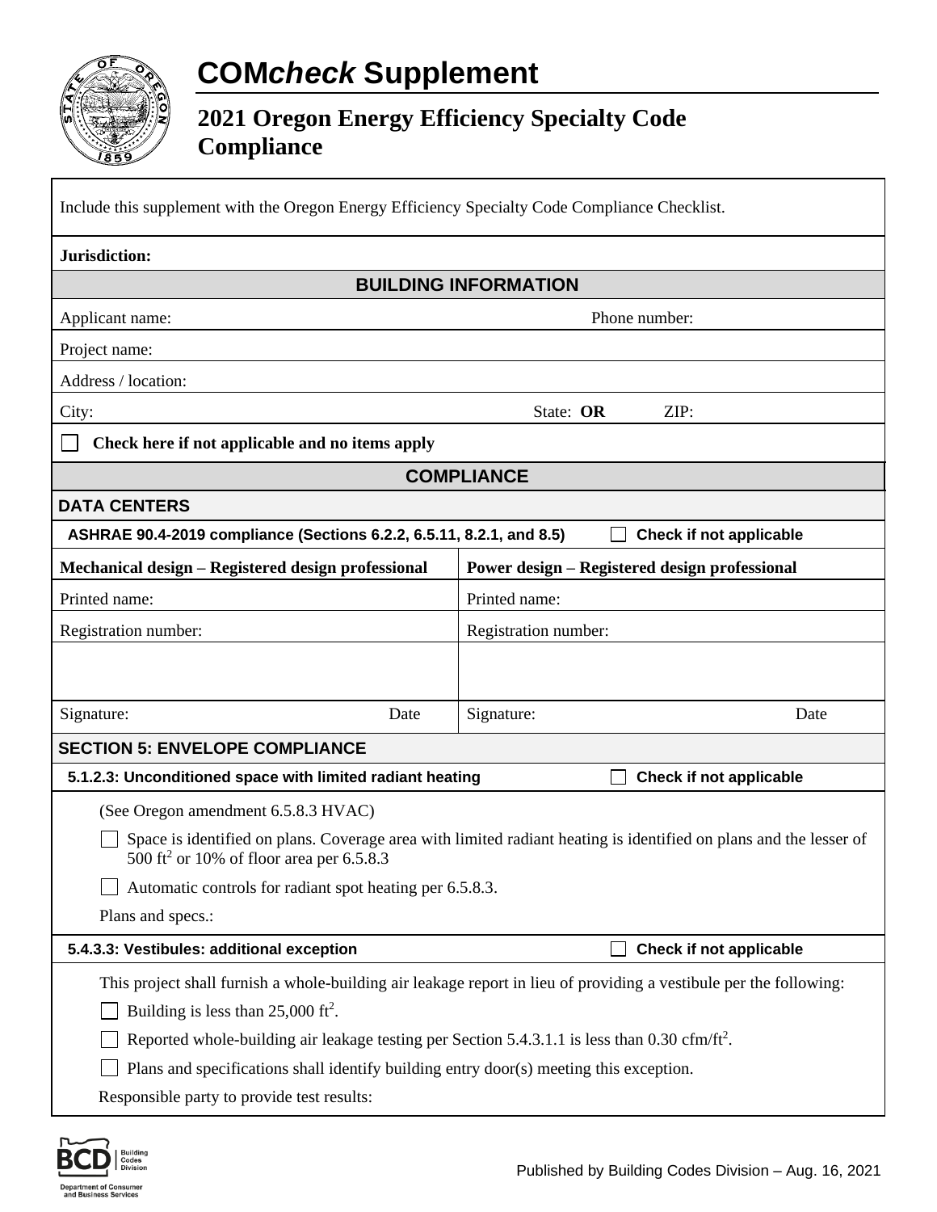# COM*check* Supplement

## 2021 Oregon Energy Efficiency Specialty Code Compliance

Include this supplement with the Oregon Energy Efficiency Specialty Code Compliance Checklist.

**Jurisdiction:**

### BUILDING INFORMATION

Applicant name: Phone number:

Project name:

Address / location:

City: State: **OR** ZIP:

☐ **Check here if not applicable and no items apply**

### COMPLIANCE

#### DATA CENTERS

**ASHRAE 90.4-2019 compliance (Sections 6.2.2, 6.5.11, 8.2.1, and 8.5)** ☐ **Check if not applicable**

| **Mechanical design – Registered design professional** | **Power design – Registered design professional** |
| --- | --- |
| Printed name: | Printed name: |
| Registration number: | Registration number: |
| | |
| Signature: Date | Signature: Date |

#### SECTION 5: ENVELOPE COMPLIANCE

**5.1.2.3: Unconditioned space with limited radiant heating** ☐ **Check if not applicable**

(See Oregon amendment 6.5.8.3 HVAC)

☐ Space is identified on plans. Coverage area with limited radiant heating is identified on plans and the lesser of 500 $ft^2$ or 10% of floor area per 6.5.8.3

☐ Automatic controls for radiant spot heating per 6.5.8.3.

Plans and specs.:

**5.4.3.3: Vestibules: additional exception** ☐ **Check if not applicable**

This project shall furnish a whole-building air leakage report in lieu of providing a vestibule per the following:

☐ Building is less than 25,000 $ft^2$.

☐ Reported whole-building air leakage testing per Section 5.4.3.1.1 is less than 0.30 $cfm/ft^2$.

☐ Plans and specifications shall identify building entry door(s) meeting this exception.

Responsible party to provide test results:

Published by Building Codes Division – Aug. 16, 2021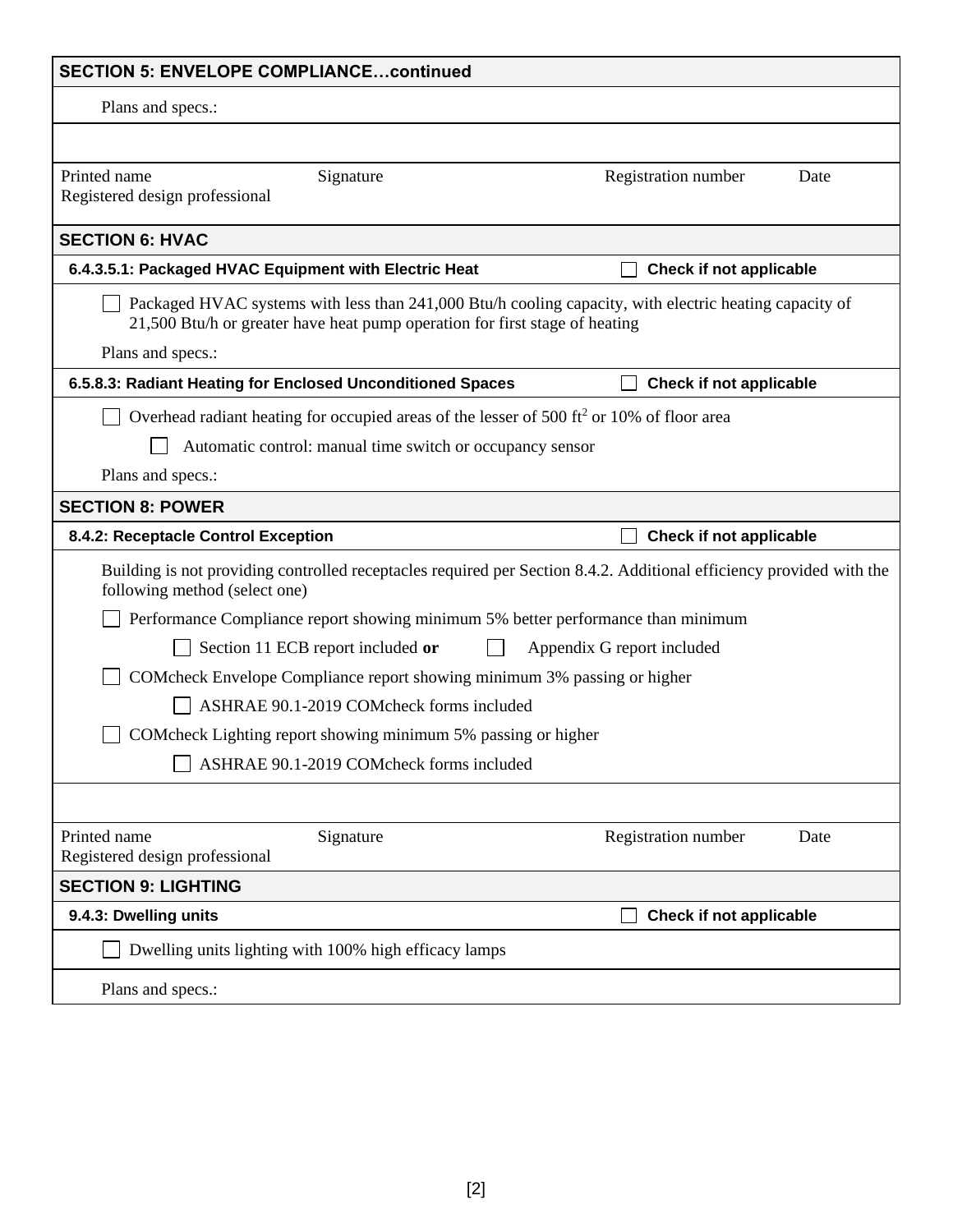## SECTION 5: ENVELOPE COMPLIANCE…continued

Plans and specs.:

| Printed name<br>Registered design professional | Signature | Registration number | Date |
|---|---|---|---|

## SECTION 6: HVAC

### 6.4.3.5.1: Packaged HVAC Equipment with Electric Heat

☐ **Check if not applicable**

☐ Packaged HVAC systems with less than 241,000 Btu/h cooling capacity, with electric heating capacity of 21,500 Btu/h or greater have heat pump operation for first stage of heating

Plans and specs.:

### 6.5.8.3: Radiant Heating for Enclosed Unconditioned Spaces

☐ **Check if not applicable**

☐ Overhead radiant heating for occupied areas of the lesser of 500 $ft^2$ or 10% of floor area

- ☐ Automatic control: manual time switch or occupancy sensor

Plans and specs.:

## SECTION 8: POWER

### 8.4.2: Receptacle Control Exception

☐ **Check if not applicable**

Building is not providing controlled receptacles required per Section 8.4.2. Additional efficiency provided with the following method (select one)

☐ Performance Compliance report showing minimum 5% better performance than minimum

- ☐ Section 11 ECB report included **or** ☐ Appendix G report included

☐ COMcheck Envelope Compliance report showing minimum 3% passing or higher

- ☐ ASHRAE 90.1-2019 COMcheck forms included

☐ COMcheck Lighting report showing minimum 5% passing or higher

- ☐ ASHRAE 90.1-2019 COMcheck forms included

| Printed name<br>Registered design professional | Signature | Registration number | Date |
|---|---|---|---|

## SECTION 9: LIGHTING

### 9.4.3: Dwelling units

☐ **Check if not applicable**

☐ Dwelling units lighting with 100% high efficacy lamps

Plans and specs.: